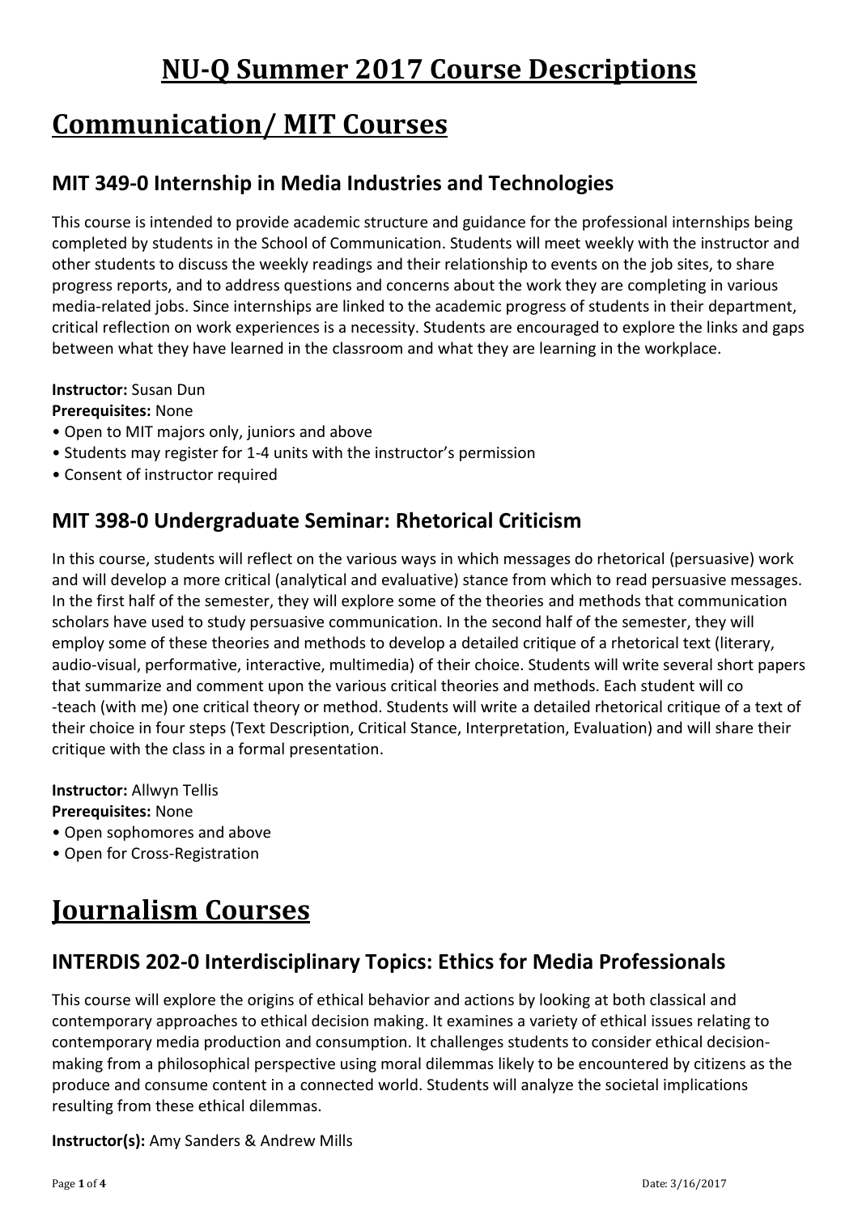# NU-Q Summer 2017 Course Descriptions

# Communication/ MIT Courses

## MIT 349-0 Internship in Media Industries and Technologies

This course is intended to provide academic structure and guidance for the professional internships being completed by students in the School of Communication. Students will meet weekly with the instructor and other students to discuss the weekly readings and their relationship to events on the job sites, to share progress reports, and to address questions and concerns about the work they are completing in various media-related jobs. Since internships are linked to the academic progress of students in their department, critical reflection on work experiences is a necessity. Students are encouraged to explore the links and gaps between what they have learned in the classroom and what they are learning in the workplace.

**Instructor:** Susan Dun
**Prerequisites:** None

- Open to MIT majors only, juniors and above
- Students may register for 1-4 units with the instructor's permission
- Consent of instructor required

## MIT 398-0 Undergraduate Seminar: Rhetorical Criticism

In this course, students will reflect on the various ways in which messages do rhetorical (persuasive) work and will develop a more critical (analytical and evaluative) stance from which to read persuasive messages. In the first half of the semester, they will explore some of the theories and methods that communication scholars have used to study persuasive communication. In the second half of the semester, they will employ some of these theories and methods to develop a detailed critique of a rhetorical text (literary, audio-visual, performative, interactive, multimedia) of their choice. Students will write several short papers that summarize and comment upon the various critical theories and methods. Each student will co -teach (with me) one critical theory or method. Students will write a detailed rhetorical critique of a text of their choice in four steps (Text Description, Critical Stance, Interpretation, Evaluation) and will share their critique with the class in a formal presentation.

**Instructor:** Allwyn Tellis
**Prerequisites:** None

- Open sophomores and above
- Open for Cross-Registration

# Journalism Courses

## INTERDIS 202-0 Interdisciplinary Topics: Ethics for Media Professionals

This course will explore the origins of ethical behavior and actions by looking at both classical and contemporary approaches to ethical decision making. It examines a variety of ethical issues relating to contemporary media production and consumption. It challenges students to consider ethical decision-making from a philosophical perspective using moral dilemmas likely to be encountered by citizens as the produce and consume content in a connected world. Students will analyze the societal implications resulting from these ethical dilemmas.

**Instructor(s):** Amy Sanders & Andrew Mills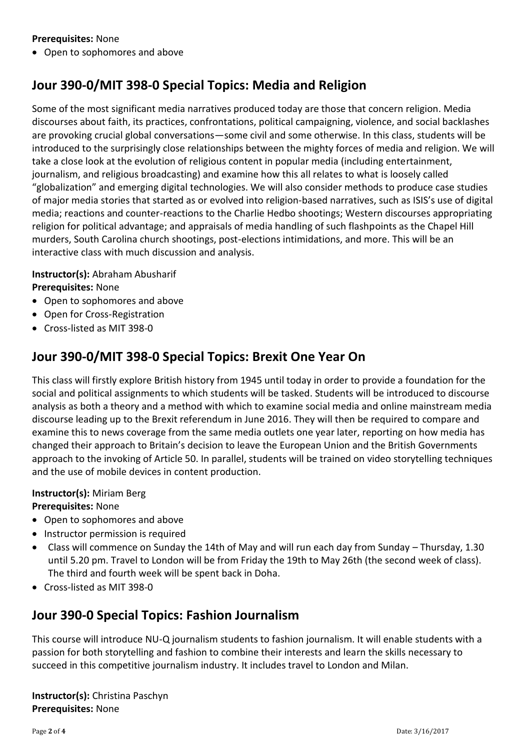**Prerequisites:** None

- Open to sophomores and above

## Jour 390-0/MIT 398-0 Special Topics: Media and Religion

Some of the most significant media narratives produced today are those that concern religion. Media discourses about faith, its practices, confrontations, political campaigning, violence, and social backlashes are provoking crucial global conversations—some civil and some otherwise. In this class, students will be introduced to the surprisingly close relationships between the mighty forces of media and religion. We will take a close look at the evolution of religious content in popular media (including entertainment, journalism, and religious broadcasting) and examine how this all relates to what is loosely called "globalization" and emerging digital technologies. We will also consider methods to produce case studies of major media stories that started as or evolved into religion-based narratives, such as ISIS's use of digital media; reactions and counter-reactions to the Charlie Hebdo shootings; Western discourses appropriating religion for political advantage; and appraisals of media handling of such flashpoints as the Chapel Hill murders, South Carolina church shootings, post-elections intimidations, and more. This will be an interactive class with much discussion and analysis.

**Instructor(s):** Abraham Abusharif
**Prerequisites:** None

- Open to sophomores and above
- Open for Cross-Registration
- Cross-listed as MIT 398-0

## Jour 390-0/MIT 398-0 Special Topics: Brexit One Year On

This class will firstly explore British history from 1945 until today in order to provide a foundation for the social and political assignments to which students will be tasked. Students will be introduced to discourse analysis as both a theory and a method with which to examine social media and online mainstream media discourse leading up to the Brexit referendum in June 2016. They will then be required to compare and examine this to news coverage from the same media outlets one year later, reporting on how media has changed their approach to Britain's decision to leave the European Union and the British Governments approach to the invoking of Article 50. In parallel, students will be trained on video storytelling techniques and the use of mobile devices in content production.

**Instructor(s):** Miriam Berg
**Prerequisites:** None

- Open to sophomores and above
- Instructor permission is required
- Class will commence on Sunday the 14th of May and will run each day from Sunday – Thursday, 1.30 until 5.20 pm. Travel to London will be from Friday the 19th to May 26th (the second week of class). The third and fourth week will be spent back in Doha.
- Cross-listed as MIT 398-0

## Jour 390-0 Special Topics: Fashion Journalism

This course will introduce NU-Q journalism students to fashion journalism. It will enable students with a passion for both storytelling and fashion to combine their interests and learn the skills necessary to succeed in this competitive journalism industry. It includes travel to London and Milan.

**Instructor(s):** Christina Paschyn
**Prerequisites:** None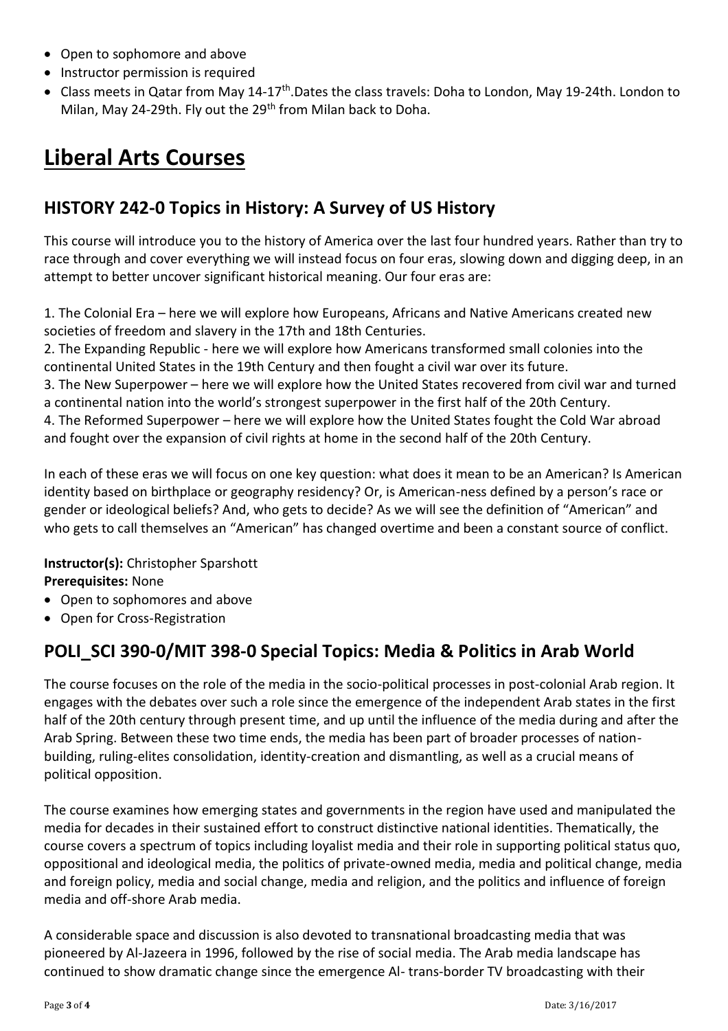- Open to sophomore and above
- Instructor permission is required
- Class meets in Qatar from May 14-17th.Dates the class travels: Doha to London, May 19-24th. London to Milan, May 24-29th. Fly out the 29th from Milan back to Doha.

# Liberal Arts Courses

## HISTORY 242-0 Topics in History: A Survey of US History

This course will introduce you to the history of America over the last four hundred years. Rather than try to race through and cover everything we will instead focus on four eras, slowing down and digging deep, in an attempt to better uncover significant historical meaning. Our four eras are:

1. The Colonial Era – here we will explore how Europeans, Africans and Native Americans created new societies of freedom and slavery in the 17th and 18th Centuries.
2. The Expanding Republic - here we will explore how Americans transformed small colonies into the continental United States in the 19th Century and then fought a civil war over its future.
3. The New Superpower – here we will explore how the United States recovered from civil war and turned a continental nation into the world's strongest superpower in the first half of the 20th Century.
4. The Reformed Superpower – here we will explore how the United States fought the Cold War abroad and fought over the expansion of civil rights at home in the second half of the 20th Century.

In each of these eras we will focus on one key question: what does it mean to be an American? Is American identity based on birthplace or geography residency? Or, is American-ness defined by a person's race or gender or ideological beliefs? And, who gets to decide? As we will see the definition of "American" and who gets to call themselves an "American" has changed overtime and been a constant source of conflict.

**Instructor(s):** Christopher Sparshott
**Prerequisites:** None

- Open to sophomores and above
- Open for Cross-Registration

## POLI_SCI 390-0/MIT 398-0 Special Topics: Media & Politics in Arab World

The course focuses on the role of the media in the socio-political processes in post-colonial Arab region. It engages with the debates over such a role since the emergence of the independent Arab states in the first half of the 20th century through present time, and up until the influence of the media during and after the Arab Spring. Between these two time ends, the media has been part of broader processes of nation-building, ruling-elites consolidation, identity-creation and dismantling, as well as a crucial means of political opposition.

The course examines how emerging states and governments in the region have used and manipulated the media for decades in their sustained effort to construct distinctive national identities. Thematically, the course covers a spectrum of topics including loyalist media and their role in supporting political status quo, oppositional and ideological media, the politics of private-owned media, media and political change, media and foreign policy, media and social change, media and religion, and the politics and influence of foreign media and off-shore Arab media.

A considerable space and discussion is also devoted to transnational broadcasting media that was pioneered by Al-Jazeera in 1996, followed by the rise of social media. The Arab media landscape has continued to show dramatic change since the emergence Al- trans-border TV broadcasting with their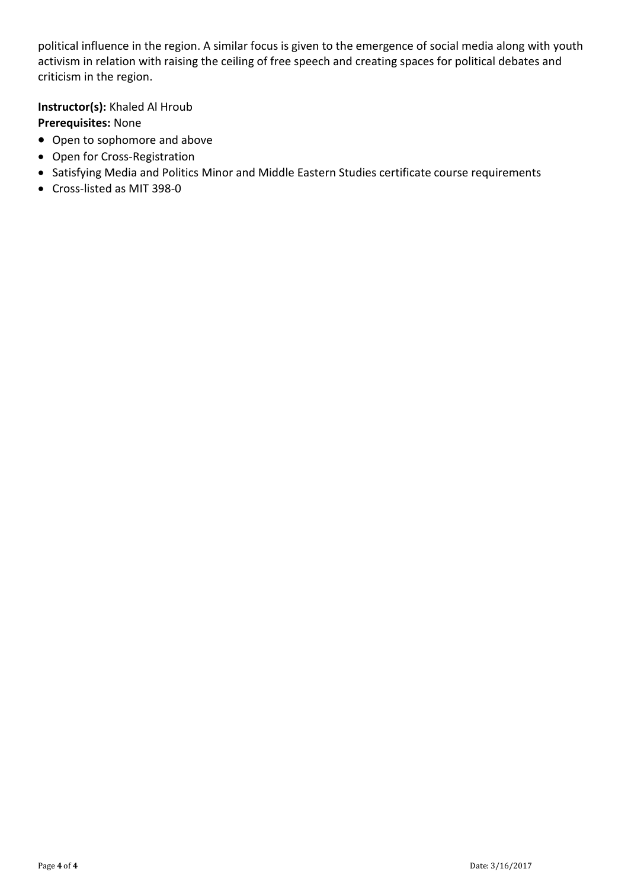political influence in the region. A similar focus is given to the emergence of social media along with youth activism in relation with raising the ceiling of free speech and creating spaces for political debates and criticism in the region.

**Instructor(s):** Khaled Al Hroub

**Prerequisites:** None

- Open to sophomore and above
- Open for Cross-Registration
- Satisfying Media and Politics Minor and Middle Eastern Studies certificate course requirements
- Cross-listed as MIT 398-0